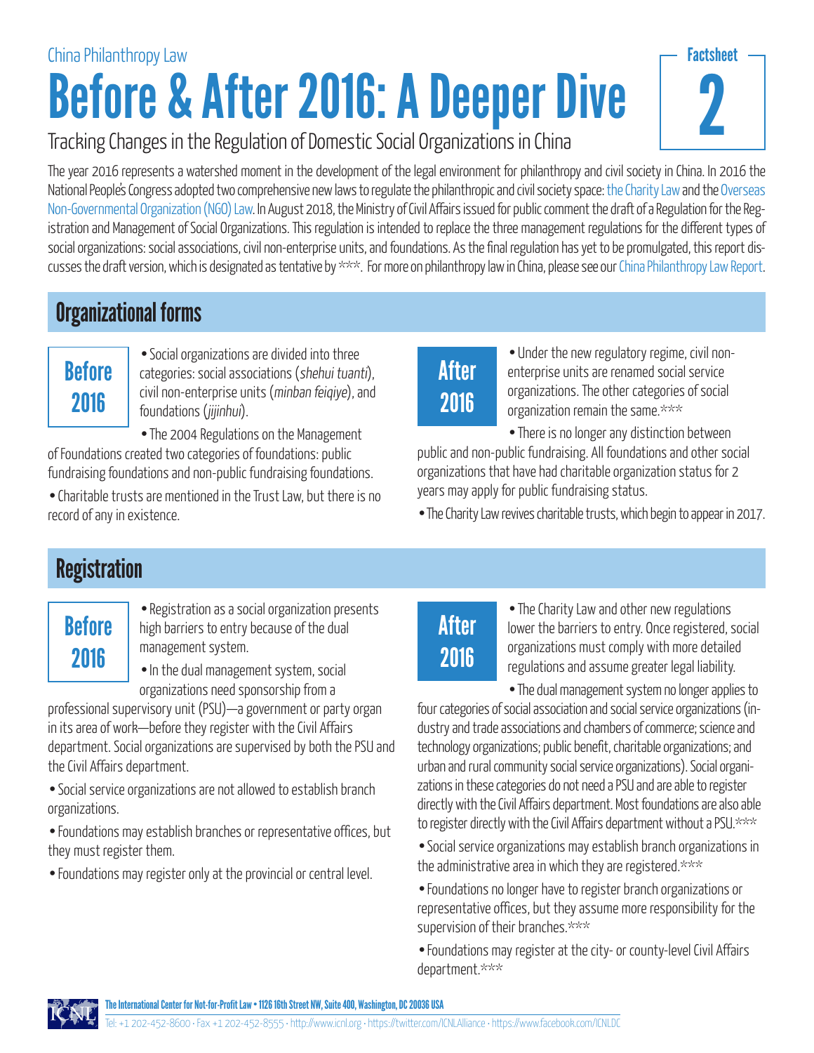China Philanthropy Law

# Before & After 2016: A Deeper Dive

**Factsheet 2**

Tracking Changes in the Regulation of Domestic Social Organizations in China

The year 2016 represents a watershed moment in the development of the legal environment for philanthropy and civil society in China. In 2016 the National People's Congress adopted two comprehensive new laws to regulate the philanthropic and civil society space: the Charity Law and the Overseas Non-Governmental Organization (NGO) Law. In August 2018, the Ministry of Civil Affairs issued for public comment the draft of a Regulation for the Registration and Management of Social Organizations. This regulation is intended to replace the three management regulations for the different types of social organizations: social associations, civil non-enterprise units, and foundations. As the final regulation has yet to be promulgated, this report discusses the draft version, which is designated as tentative by \*\*\*. For more on philanthropy law in China, please see our China Philanthropy Law Report.

## Organizational forms

### Before 2016

- Social organizations are divided into three categories: social associations (*shehui tuanti*), civil non-enterprise units (*minban feiqiye*), and foundations (*jijinhui*).
- The 2004 Regulations on the Management of Foundations created two categories of foundations: public fundraising foundations and non-public fundraising foundations.
- Charitable trusts are mentioned in the Trust Law, but there is no record of any in existence.

### After 2016

- Under the new regulatory regime, civil non-enterprise units are renamed social service organizations. The other categories of social organization remain the same.\*\*\*
- There is no longer any distinction between public and non-public fundraising. All foundations and other social organizations that have had charitable organization status for 2 years may apply for public fundraising status.
- The Charity Law revives charitable trusts, which begin to appear in 2017.

## Registration

### Before 2016

- Registration as a social organization presents high barriers to entry because of the dual management system.
- In the dual management system, social organizations need sponsorship from a professional supervisory unit (PSU)—a government or party organ in its area of work—before they register with the Civil Affairs department. Social organizations are supervised by both the PSU and the Civil Affairs department.
- Social service organizations are not allowed to establish branch organizations.
- Foundations may establish branches or representative offices, but they must register them.
- Foundations may register only at the provincial or central level.

### After 2016

- The Charity Law and other new regulations lower the barriers to entry. Once registered, social organizations must comply with more detailed regulations and assume greater legal liability.
- The dual management system no longer applies to four categories of social association and social service organizations (industry and trade associations and chambers of commerce; science and technology organizations; public benefit, charitable organizations; and urban and rural community social service organizations). Social organizations in these categories do not need a PSU and are able to register directly with the Civil Affairs department. Most foundations are also able to register directly with the Civil Affairs department without a PSU.\*\*\*
- Social service organizations may establish branch organizations in the administrative area in which they are registered.\*\*\*
- Foundations no longer have to register branch organizations or representative offices, but they assume more responsibility for the supervision of their branches.\*\*\*
- Foundations may register at the city- or county-level Civil Affairs department.\*\*\*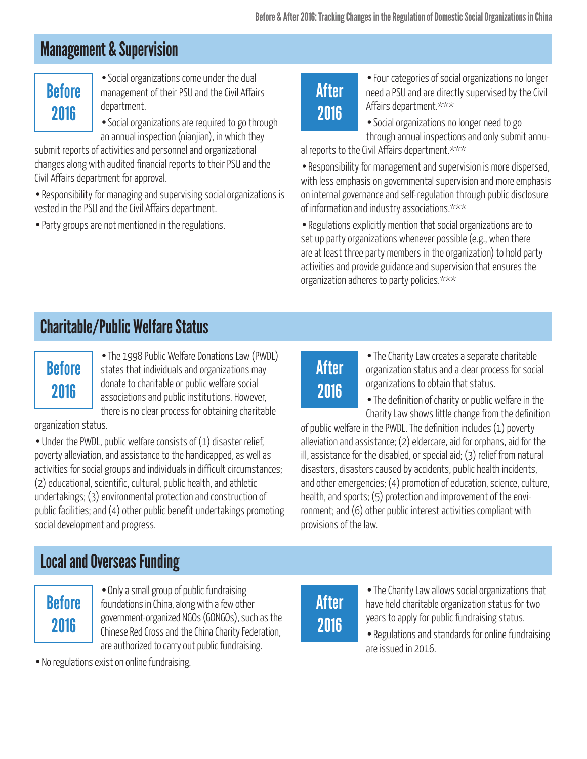## Management & Supervision

### Before 2016

- Social organizations come under the dual management of their PSU and the Civil Affairs department.
- Social organizations are required to go through an annual inspection (nianjian), in which they submit reports of activities and personnel and organizational changes along with audited financial reports to their PSU and the Civil Affairs department for approval.
- Responsibility for managing and supervising social organizations is vested in the PSU and the Civil Affairs department.
- Party groups are not mentioned in the regulations.

### After 2016

- Four categories of social organizations no longer need a PSU and are directly supervised by the Civil Affairs department.***
- Social organizations no longer need to go through annual inspections and only submit annual reports to the Civil Affairs department.***
- Responsibility for management and supervision is more dispersed, with less emphasis on governmental supervision and more emphasis on internal governance and self-regulation through public disclosure of information and industry associations.***
- Regulations explicitly mention that social organizations are to set up party organizations whenever possible (e.g., when there are at least three party members in the organization) to hold party activities and provide guidance and supervision that ensures the organization adheres to party policies.***

## Charitable/Public Welfare Status

### Before 2016

- The 1998 Public Welfare Donations Law (PWDL) states that individuals and organizations may donate to charitable or public welfare social associations and public institutions. However, there is no clear process for obtaining charitable organization status.
- Under the PWDL, public welfare consists of (1) disaster relief, poverty alleviation, and assistance to the handicapped, as well as activities for social groups and individuals in difficult circumstances; (2) educational, scientific, cultural, public health, and athletic undertakings; (3) environmental protection and construction of public facilities; and (4) other public benefit undertakings promoting social development and progress.

### After 2016

- The Charity Law creates a separate charitable organization status and a clear process for social organizations to obtain that status.
- The definition of charity or public welfare in the Charity Law shows little change from the definition of public welfare in the PWDL. The definition includes (1) poverty alleviation and assistance; (2) eldercare, aid for orphans, aid for the ill, assistance for the disabled, or special aid; (3) relief from natural disasters, disasters caused by accidents, public health incidents, and other emergencies; (4) promotion of education, science, culture, health, and sports; (5) protection and improvement of the environment; and (6) other public interest activities compliant with provisions of the law.

## Local and Overseas Funding

### Before 2016

- Only a small group of public fundraising foundations in China, along with a few other government-organized NGOs (GONGOs), such as the Chinese Red Cross and the China Charity Federation, are authorized to carry out public fundraising.
- No regulations exist on online fundraising.

### After 2016

- The Charity Law allows social organizations that have held charitable organization status for two years to apply for public fundraising status.
- Regulations and standards for online fundraising are issued in 2016.